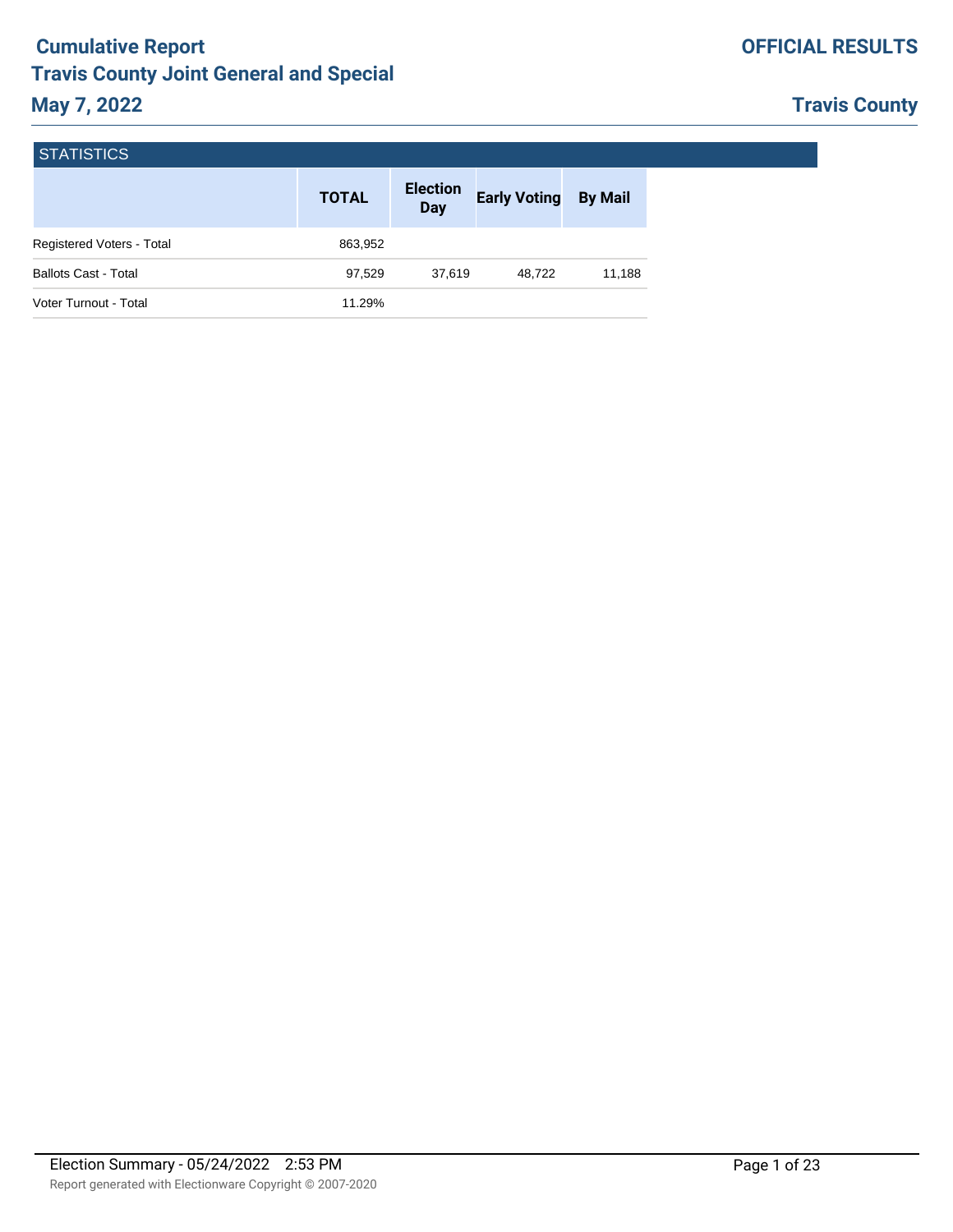# Cumulative Report
## Travis County Joint General and Special
## May 7, 2022

**OFFICIAL RESULTS**

**Travis County**

### STATISTICS

| | TOTAL | Election Day | Early Voting | By Mail |
|---|---|---|---|---|
| Registered Voters - Total | 863,952 | | | |
| Ballots Cast - Total | 97,529 | 37,619 | 48,722 | 11,188 |
| Voter Turnout - Total | 11.29% | | | |

Election Summary - 05/24/2022 2:53 PM

Report generated with Electionware Copyright © 2007-2020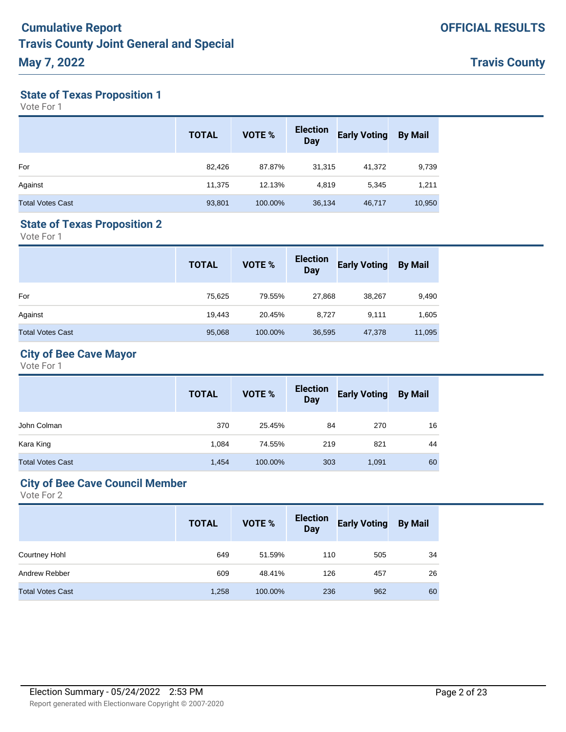# Cumulative Report
# Travis County Joint General and Special
# May 7, 2022

**OFFICIAL RESULTS**

**Travis County**

## State of Texas Proposition 1

Vote For 1

| | TOTAL | VOTE % | Election Day | Early Voting | By Mail |
|---|---|---|---|---|---|
| For | 82,426 | 87.87% | 31,315 | 41,372 | 9,739 |
| Against | 11,375 | 12.13% | 4,819 | 5,345 | 1,211 |
| Total Votes Cast | 93,801 | 100.00% | 36,134 | 46,717 | 10,950 |

## State of Texas Proposition 2

Vote For 1

| | TOTAL | VOTE % | Election Day | Early Voting | By Mail |
|---|---|---|---|---|---|
| For | 75,625 | 79.55% | 27,868 | 38,267 | 9,490 |
| Against | 19,443 | 20.45% | 8,727 | 9,111 | 1,605 |
| Total Votes Cast | 95,068 | 100.00% | 36,595 | 47,378 | 11,095 |

## City of Bee Cave Mayor

Vote For 1

| | TOTAL | VOTE % | Election Day | Early Voting | By Mail |
|---|---|---|---|---|---|
| John Colman | 370 | 25.45% | 84 | 270 | 16 |
| Kara King | 1,084 | 74.55% | 219 | 821 | 44 |
| Total Votes Cast | 1,454 | 100.00% | 303 | 1,091 | 60 |

## City of Bee Cave Council Member

Vote For 2

| | TOTAL | VOTE % | Election Day | Early Voting | By Mail |
|---|---|---|---|---|---|
| Courtney Hohl | 649 | 51.59% | 110 | 505 | 34 |
| Andrew Rebber | 609 | 48.41% | 126 | 457 | 26 |
| Total Votes Cast | 1,258 | 100.00% | 236 | 962 | 60 |

Election Summary - 05/24/2022 2:53 PM

Report generated with Electionware Copyright © 2007-2020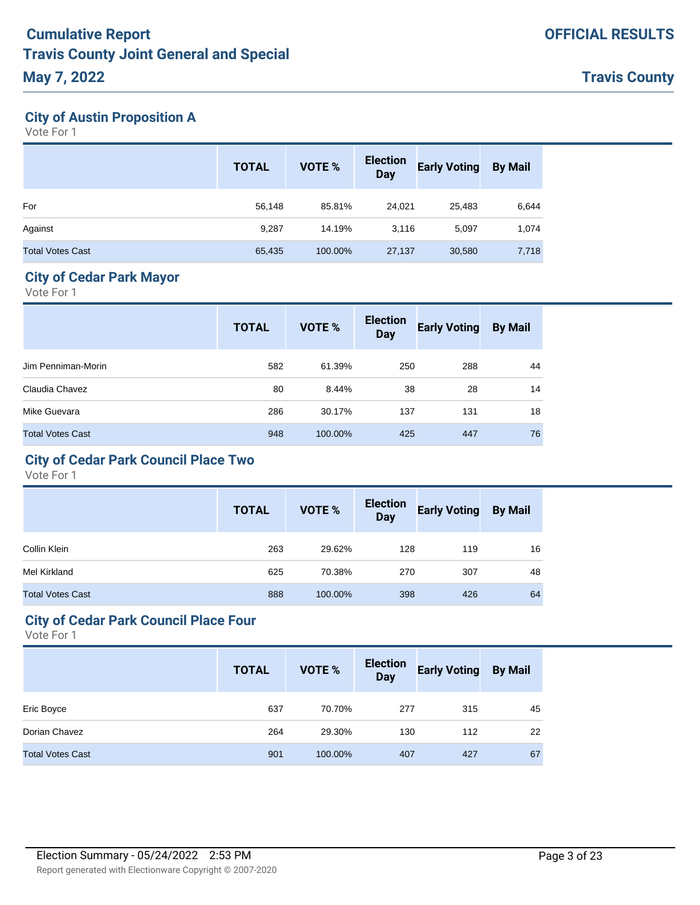# Cumulative Report
# Travis County Joint General and Special
# May 7, 2022

**OFFICIAL RESULTS**

**Travis County**

## City of Austin Proposition A

Vote For 1

| | TOTAL | VOTE % | Election Day | Early Voting | By Mail |
|---|---|---|---|---|---|
| For | 56,148 | 85.81% | 24,021 | 25,483 | 6,644 |
| Against | 9,287 | 14.19% | 3,116 | 5,097 | 1,074 |
| Total Votes Cast | 65,435 | 100.00% | 27,137 | 30,580 | 7,718 |

## City of Cedar Park Mayor

Vote For 1

| | TOTAL | VOTE % | Election Day | Early Voting | By Mail |
|---|---|---|---|---|---|
| Jim Penniman-Morin | 582 | 61.39% | 250 | 288 | 44 |
| Claudia Chavez | 80 | 8.44% | 38 | 28 | 14 |
| Mike Guevara | 286 | 30.17% | 137 | 131 | 18 |
| Total Votes Cast | 948 | 100.00% | 425 | 447 | 76 |

## City of Cedar Park Council Place Two

Vote For 1

| | TOTAL | VOTE % | Election Day | Early Voting | By Mail |
|---|---|---|---|---|---|
| Collin Klein | 263 | 29.62% | 128 | 119 | 16 |
| Mel Kirkland | 625 | 70.38% | 270 | 307 | 48 |
| Total Votes Cast | 888 | 100.00% | 398 | 426 | 64 |

## City of Cedar Park Council Place Four

Vote For 1

| | TOTAL | VOTE % | Election Day | Early Voting | By Mail |
|---|---|---|---|---|---|
| Eric Boyce | 637 | 70.70% | 277 | 315 | 45 |
| Dorian Chavez | 264 | 29.30% | 130 | 112 | 22 |
| Total Votes Cast | 901 | 100.00% | 407 | 427 | 67 |

Election Summary - 05/24/2022 2:53 PM

Report generated with Electionware Copyright © 2007-2020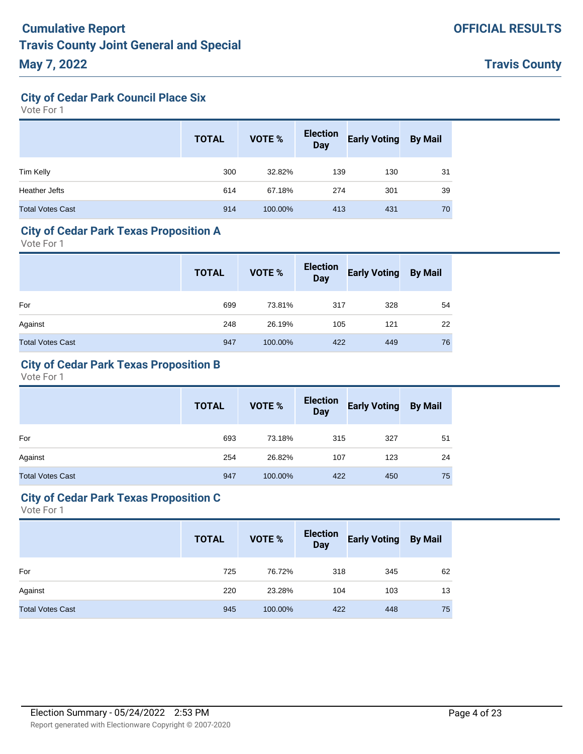## City of Cedar Park Council Place Six

Vote For 1

| | TOTAL | VOTE % | Election Day | Early Voting | By Mail |
|---|---|---|---|---|---|
| Tim Kelly | 300 | 32.82% | 139 | 130 | 31 |
| Heather Jefts | 614 | 67.18% | 274 | 301 | 39 |
| Total Votes Cast | 914 | 100.00% | 413 | 431 | 70 |

## City of Cedar Park Texas Proposition A

Vote For 1

| | TOTAL | VOTE % | Election Day | Early Voting | By Mail |
|---|---|---|---|---|---|
| For | 699 | 73.81% | 317 | 328 | 54 |
| Against | 248 | 26.19% | 105 | 121 | 22 |
| Total Votes Cast | 947 | 100.00% | 422 | 449 | 76 |

## City of Cedar Park Texas Proposition B

Vote For 1

| | TOTAL | VOTE % | Election Day | Early Voting | By Mail |
|---|---|---|---|---|---|
| For | 693 | 73.18% | 315 | 327 | 51 |
| Against | 254 | 26.82% | 107 | 123 | 24 |
| Total Votes Cast | 947 | 100.00% | 422 | 450 | 75 |

## City of Cedar Park Texas Proposition C

Vote For 1

| | TOTAL | VOTE % | Election Day | Early Voting | By Mail |
|---|---|---|---|---|---|
| For | 725 | 76.72% | 318 | 345 | 62 |
| Against | 220 | 23.28% | 104 | 103 | 13 |
| Total Votes Cast | 945 | 100.00% | 422 | 448 | 75 |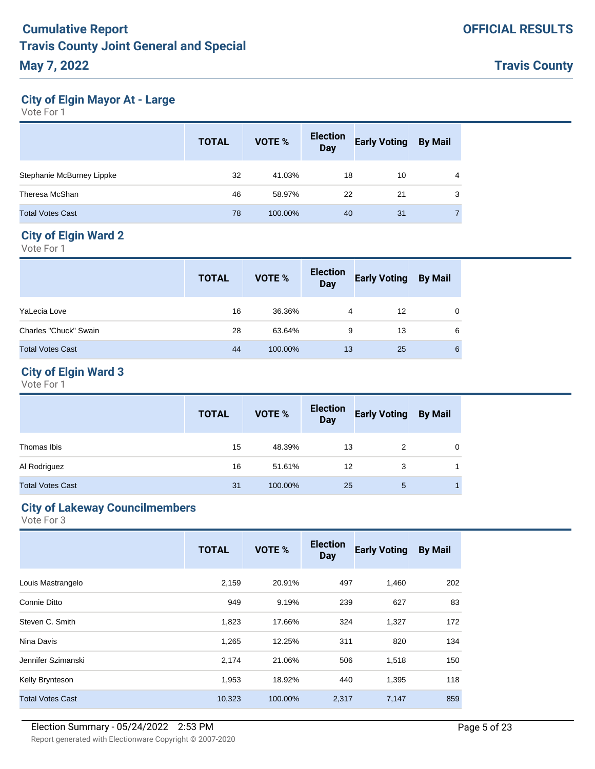## City of Elgin Mayor At - Large

Vote For 1

| | TOTAL | VOTE % | Election Day | Early Voting | By Mail |
|---|---|---|---|---|---|
| Stephanie McBurney Lippke | 32 | 41.03% | 18 | 10 | 4 |
| Theresa McShan | 46 | 58.97% | 22 | 21 | 3 |
| Total Votes Cast | 78 | 100.00% | 40 | 31 | 7 |

## City of Elgin Ward 2

Vote For 1

| | TOTAL | VOTE % | Election Day | Early Voting | By Mail |
|---|---|---|---|---|---|
| YaLecia Love | 16 | 36.36% | 4 | 12 | 0 |
| Charles "Chuck" Swain | 28 | 63.64% | 9 | 13 | 6 |
| Total Votes Cast | 44 | 100.00% | 13 | 25 | 6 |

## City of Elgin Ward 3

Vote For 1

| | TOTAL | VOTE % | Election Day | Early Voting | By Mail |
|---|---|---|---|---|---|
| Thomas Ibis | 15 | 48.39% | 13 | 2 | 0 |
| Al Rodriguez | 16 | 51.61% | 12 | 3 | 1 |
| Total Votes Cast | 31 | 100.00% | 25 | 5 | 1 |

## City of Lakeway Councilmembers

Vote For 3

| | TOTAL | VOTE % | Election Day | Early Voting | By Mail |
|---|---|---|---|---|---|
| Louis Mastrangelo | 2,159 | 20.91% | 497 | 1,460 | 202 |
| Connie Ditto | 949 | 9.19% | 239 | 627 | 83 |
| Steven C. Smith | 1,823 | 17.66% | 324 | 1,327 | 172 |
| Nina Davis | 1,265 | 12.25% | 311 | 820 | 134 |
| Jennifer Szimanski | 2,174 | 21.06% | 506 | 1,518 | 150 |
| Kelly Brynteson | 1,953 | 18.92% | 440 | 1,395 | 118 |
| Total Votes Cast | 10,323 | 100.00% | 2,317 | 7,147 | 859 |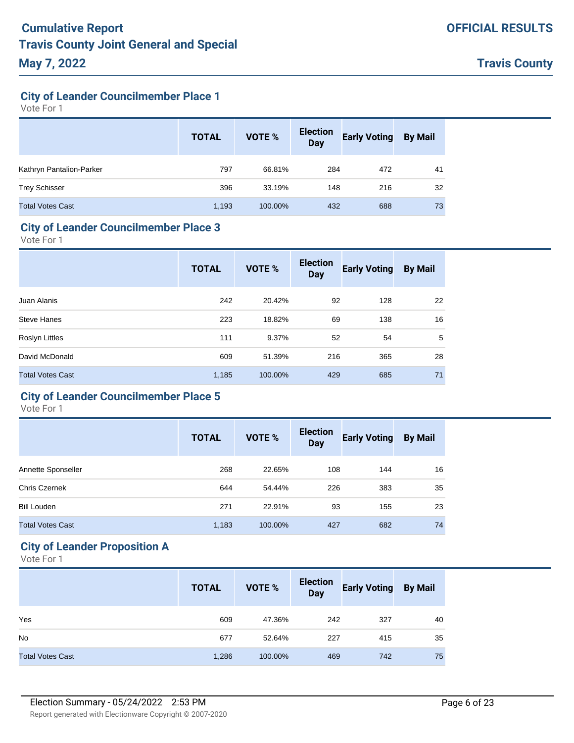## City of Leander Councilmember Place 1

Vote For 1

| | TOTAL | VOTE % | Election Day | Early Voting | By Mail |
|---|---|---|---|---|---|
| Kathryn Pantalion-Parker | 797 | 66.81% | 284 | 472 | 41 |
| Trey Schisser | 396 | 33.19% | 148 | 216 | 32 |
| Total Votes Cast | 1,193 | 100.00% | 432 | 688 | 73 |

## City of Leander Councilmember Place 3

Vote For 1

| | TOTAL | VOTE % | Election Day | Early Voting | By Mail |
|---|---|---|---|---|---|
| Juan Alanis | 242 | 20.42% | 92 | 128 | 22 |
| Steve Hanes | 223 | 18.82% | 69 | 138 | 16 |
| Roslyn Littles | 111 | 9.37% | 52 | 54 | 5 |
| David McDonald | 609 | 51.39% | 216 | 365 | 28 |
| Total Votes Cast | 1,185 | 100.00% | 429 | 685 | 71 |

## City of Leander Councilmember Place 5

Vote For 1

| | TOTAL | VOTE % | Election Day | Early Voting | By Mail |
|---|---|---|---|---|---|
| Annette Sponseller | 268 | 22.65% | 108 | 144 | 16 |
| Chris Czernek | 644 | 54.44% | 226 | 383 | 35 |
| Bill Louden | 271 | 22.91% | 93 | 155 | 23 |
| Total Votes Cast | 1,183 | 100.00% | 427 | 682 | 74 |

## City of Leander Proposition A

Vote For 1

| | TOTAL | VOTE % | Election Day | Early Voting | By Mail |
|---|---|---|---|---|---|
| Yes | 609 | 47.36% | 242 | 327 | 40 |
| No | 677 | 52.64% | 227 | 415 | 35 |
| Total Votes Cast | 1,286 | 100.00% | 469 | 742 | 75 |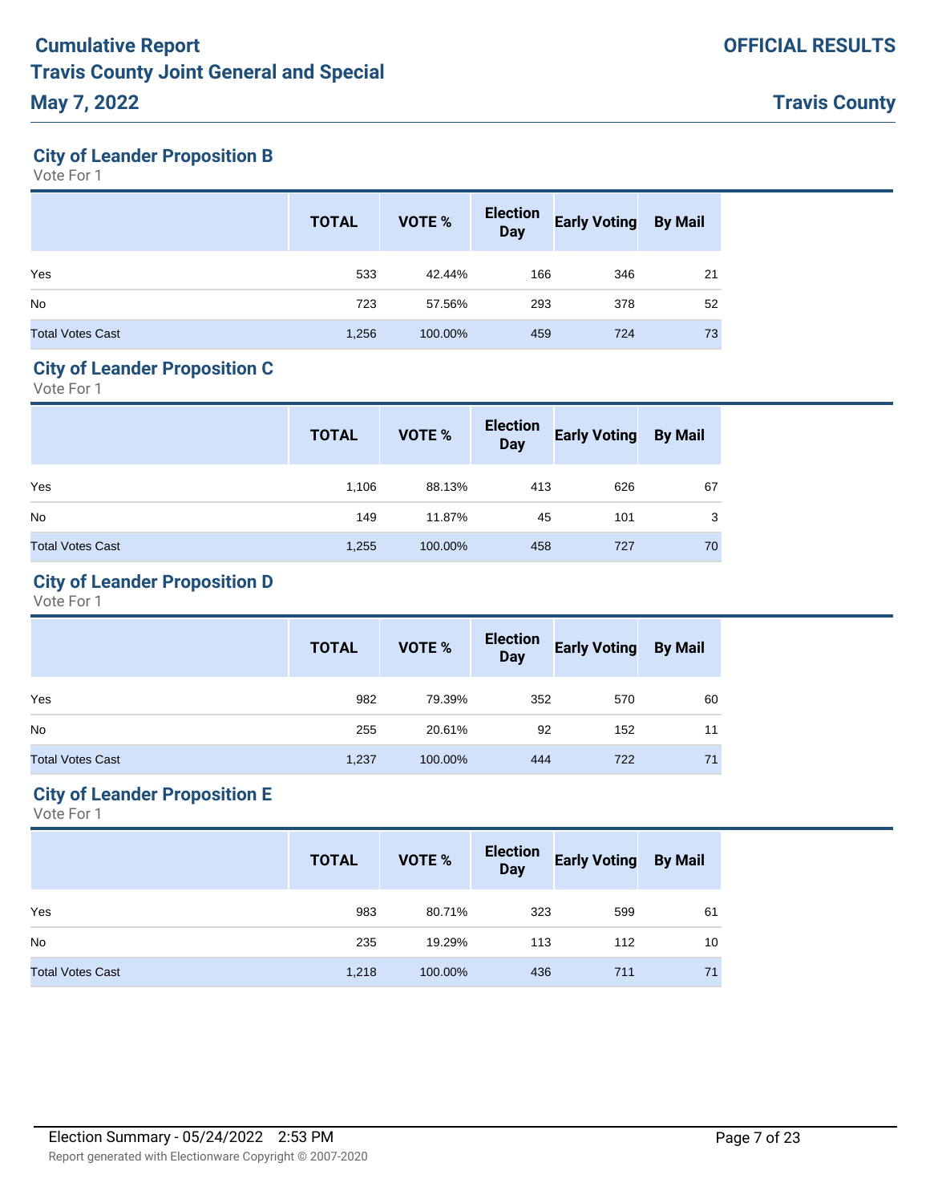## City of Leander Proposition B

Vote For 1

| | TOTAL | VOTE % | Election Day | Early Voting | By Mail |
|---|---|---|---|---|---|
| Yes | 533 | 42.44% | 166 | 346 | 21 |
| No | 723 | 57.56% | 293 | 378 | 52 |
| Total Votes Cast | 1,256 | 100.00% | 459 | 724 | 73 |

## City of Leander Proposition C

Vote For 1

| | TOTAL | VOTE % | Election Day | Early Voting | By Mail |
|---|---|---|---|---|---|
| Yes | 1,106 | 88.13% | 413 | 626 | 67 |
| No | 149 | 11.87% | 45 | 101 | 3 |
| Total Votes Cast | 1,255 | 100.00% | 458 | 727 | 70 |

## City of Leander Proposition D

Vote For 1

| | TOTAL | VOTE % | Election Day | Early Voting | By Mail |
|---|---|---|---|---|---|
| Yes | 982 | 79.39% | 352 | 570 | 60 |
| No | 255 | 20.61% | 92 | 152 | 11 |
| Total Votes Cast | 1,237 | 100.00% | 444 | 722 | 71 |

## City of Leander Proposition E

Vote For 1

| | TOTAL | VOTE % | Election Day | Early Voting | By Mail |
|---|---|---|---|---|---|
| Yes | 983 | 80.71% | 323 | 599 | 61 |
| No | 235 | 19.29% | 113 | 112 | 10 |
| Total Votes Cast | 1,218 | 100.00% | 436 | 711 | 71 |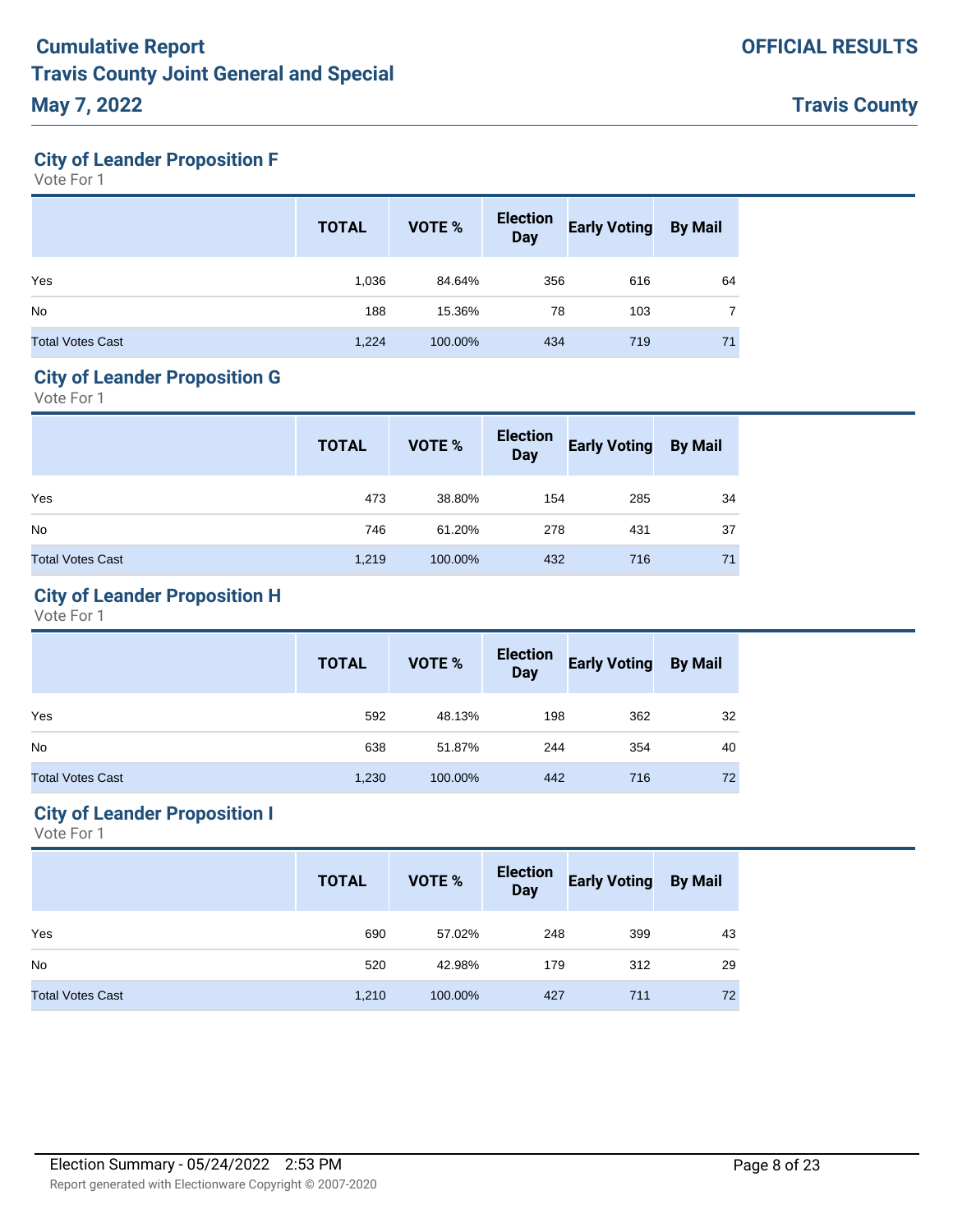## City of Leander Proposition F

Vote For 1

| | TOTAL | VOTE % | Election Day | Early Voting | By Mail |
|---|---|---|---|---|---|
| Yes | 1,036 | 84.64% | 356 | 616 | 64 |
| No | 188 | 15.36% | 78 | 103 | 7 |
| Total Votes Cast | 1,224 | 100.00% | 434 | 719 | 71 |

## City of Leander Proposition G

Vote For 1

| | TOTAL | VOTE % | Election Day | Early Voting | By Mail |
|---|---|---|---|---|---|
| Yes | 473 | 38.80% | 154 | 285 | 34 |
| No | 746 | 61.20% | 278 | 431 | 37 |
| Total Votes Cast | 1,219 | 100.00% | 432 | 716 | 71 |

## City of Leander Proposition H

Vote For 1

| | TOTAL | VOTE % | Election Day | Early Voting | By Mail |
|---|---|---|---|---|---|
| Yes | 592 | 48.13% | 198 | 362 | 32 |
| No | 638 | 51.87% | 244 | 354 | 40 |
| Total Votes Cast | 1,230 | 100.00% | 442 | 716 | 72 |

## City of Leander Proposition I

Vote For 1

| | TOTAL | VOTE % | Election Day | Early Voting | By Mail |
|---|---|---|---|---|---|
| Yes | 690 | 57.02% | 248 | 399 | 43 |
| No | 520 | 42.98% | 179 | 312 | 29 |
| Total Votes Cast | 1,210 | 100.00% | 427 | 711 | 72 |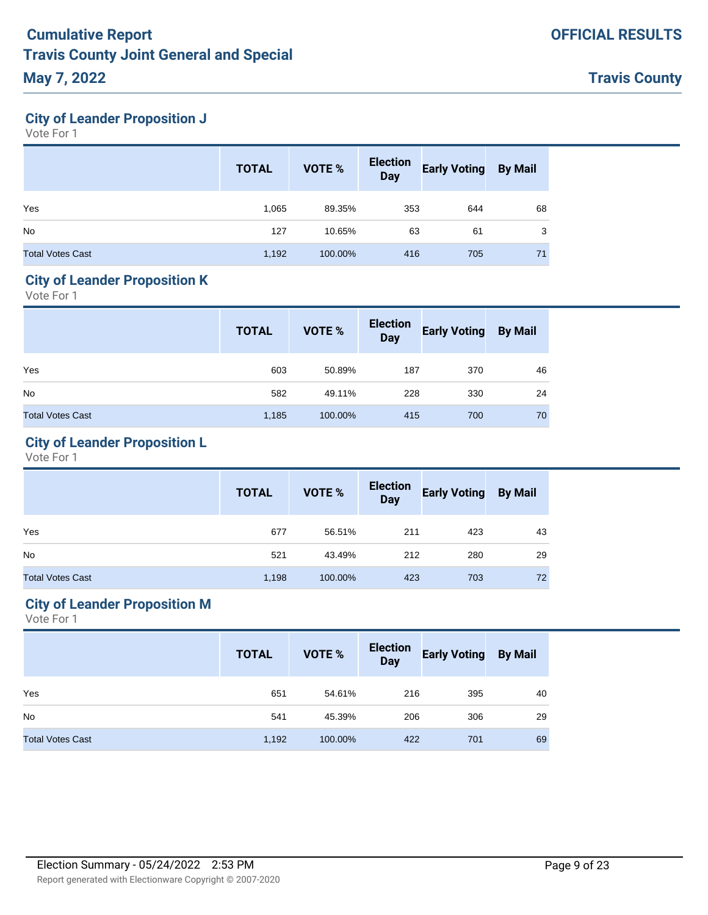## City of Leander Proposition J

Vote For 1

| | TOTAL | VOTE % | Election Day | Early Voting | By Mail |
|---|---|---|---|---|---|
| Yes | 1,065 | 89.35% | 353 | 644 | 68 |
| No | 127 | 10.65% | 63 | 61 | 3 |
| Total Votes Cast | 1,192 | 100.00% | 416 | 705 | 71 |

## City of Leander Proposition K

Vote For 1

| | TOTAL | VOTE % | Election Day | Early Voting | By Mail |
|---|---|---|---|---|---|
| Yes | 603 | 50.89% | 187 | 370 | 46 |
| No | 582 | 49.11% | 228 | 330 | 24 |
| Total Votes Cast | 1,185 | 100.00% | 415 | 700 | 70 |

## City of Leander Proposition L

Vote For 1

| | TOTAL | VOTE % | Election Day | Early Voting | By Mail |
|---|---|---|---|---|---|
| Yes | 677 | 56.51% | 211 | 423 | 43 |
| No | 521 | 43.49% | 212 | 280 | 29 |
| Total Votes Cast | 1,198 | 100.00% | 423 | 703 | 72 |

## City of Leander Proposition M

Vote For 1

| | TOTAL | VOTE % | Election Day | Early Voting | By Mail |
|---|---|---|---|---|---|
| Yes | 651 | 54.61% | 216 | 395 | 40 |
| No | 541 | 45.39% | 206 | 306 | 29 |
| Total Votes Cast | 1,192 | 100.00% | 422 | 701 | 69 |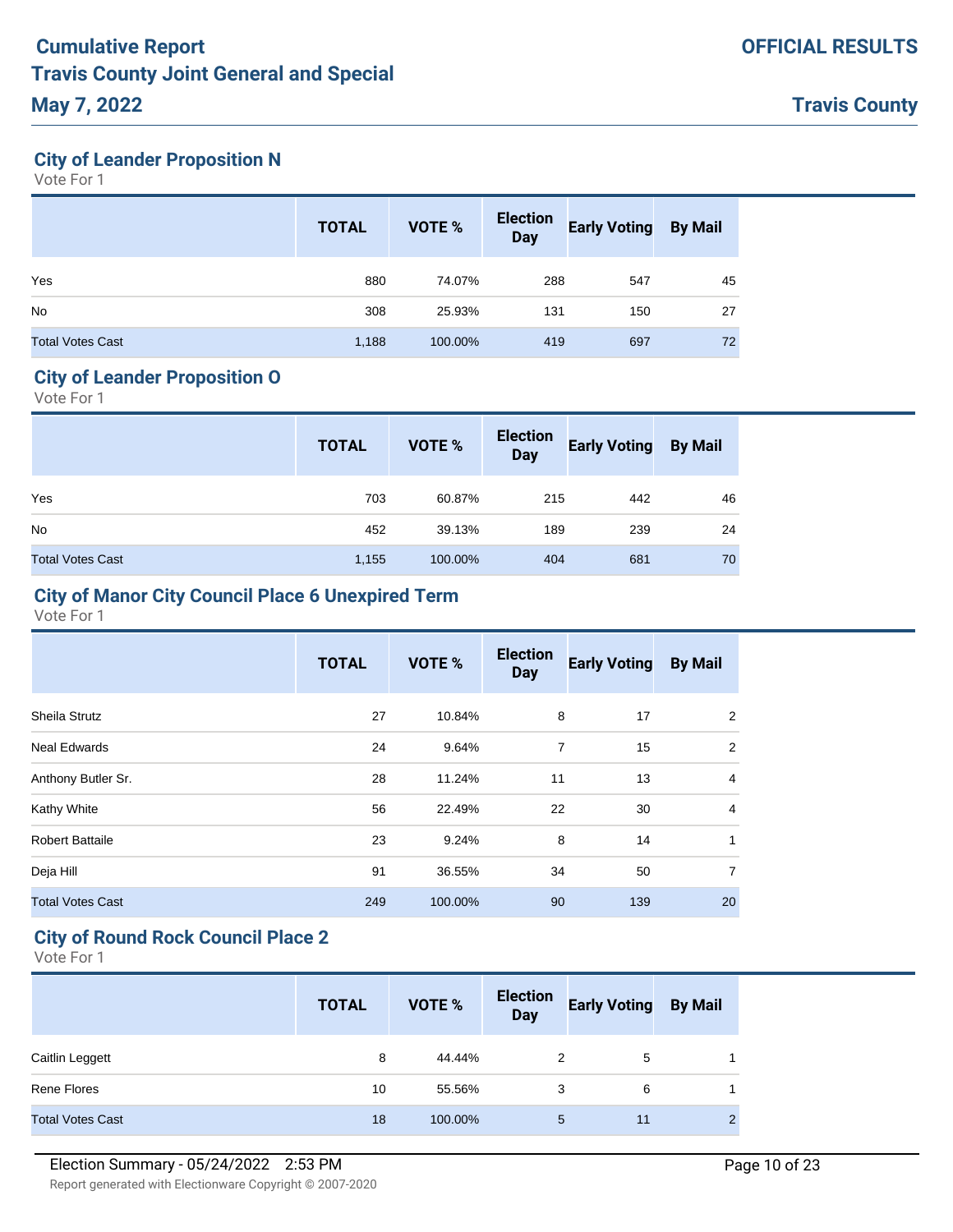## City of Leander Proposition N

Vote For 1

| | TOTAL | VOTE % | Election Day | Early Voting | By Mail |
|---|---|---|---|---|---|
| Yes | 880 | 74.07% | 288 | 547 | 45 |
| No | 308 | 25.93% | 131 | 150 | 27 |
| Total Votes Cast | 1,188 | 100.00% | 419 | 697 | 72 |

## City of Leander Proposition O

Vote For 1

| | TOTAL | VOTE % | Election Day | Early Voting | By Mail |
|---|---|---|---|---|---|
| Yes | 703 | 60.87% | 215 | 442 | 46 |
| No | 452 | 39.13% | 189 | 239 | 24 |
| Total Votes Cast | 1,155 | 100.00% | 404 | 681 | 70 |

## City of Manor City Council Place 6 Unexpired Term

Vote For 1

| | TOTAL | VOTE % | Election Day | Early Voting | By Mail |
|---|---|---|---|---|---|
| Sheila Strutz | 27 | 10.84% | 8 | 17 | 2 |
| Neal Edwards | 24 | 9.64% | 7 | 15 | 2 |
| Anthony Butler Sr. | 28 | 11.24% | 11 | 13 | 4 |
| Kathy White | 56 | 22.49% | 22 | 30 | 4 |
| Robert Battaile | 23 | 9.24% | 8 | 14 | 1 |
| Deja Hill | 91 | 36.55% | 34 | 50 | 7 |
| Total Votes Cast | 249 | 100.00% | 90 | 139 | 20 |

## City of Round Rock Council Place 2

Vote For 1

| | TOTAL | VOTE % | Election Day | Early Voting | By Mail |
|---|---|---|---|---|---|
| Caitlin Leggett | 8 | 44.44% | 2 | 5 | 1 |
| Rene Flores | 10 | 55.56% | 3 | 6 | 1 |
| Total Votes Cast | 18 | 100.00% | 5 | 11 | 2 |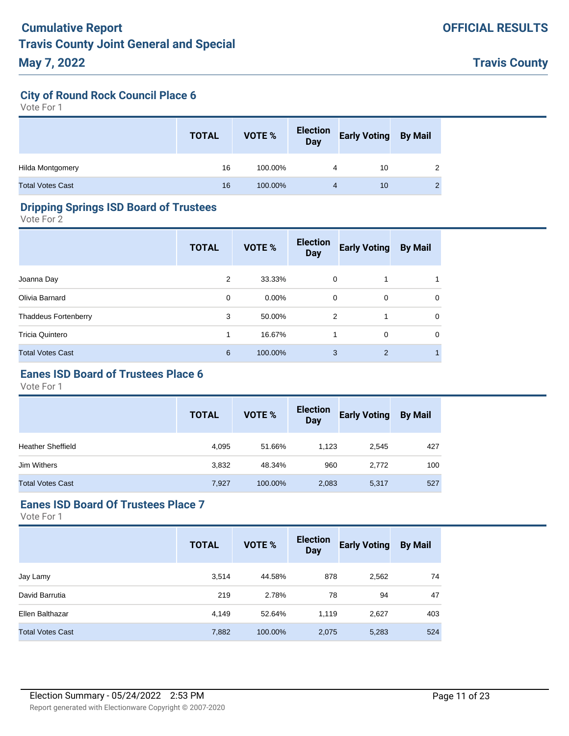## City of Round Rock Council Place 6

Vote For 1

| | TOTAL | VOTE % | Election Day | Early Voting | By Mail |
|---|---|---|---|---|---|
| Hilda Montgomery | 16 | 100.00% | 4 | 10 | 2 |
| Total Votes Cast | 16 | 100.00% | 4 | 10 | 2 |

## Dripping Springs ISD Board of Trustees

Vote For 2

| | TOTAL | VOTE % | Election Day | Early Voting | By Mail |
|---|---|---|---|---|---|
| Joanna Day | 2 | 33.33% | 0 | 1 | 1 |
| Olivia Barnard | 0 | 0.00% | 0 | 0 | 0 |
| Thaddeus Fortenberry | 3 | 50.00% | 2 | 1 | 0 |
| Tricia Quintero | 1 | 16.67% | 1 | 0 | 0 |
| Total Votes Cast | 6 | 100.00% | 3 | 2 | 1 |

## Eanes ISD Board of Trustees Place 6

Vote For 1

| | TOTAL | VOTE % | Election Day | Early Voting | By Mail |
|---|---|---|---|---|---|
| Heather Sheffield | 4,095 | 51.66% | 1,123 | 2,545 | 427 |
| Jim Withers | 3,832 | 48.34% | 960 | 2,772 | 100 |
| Total Votes Cast | 7,927 | 100.00% | 2,083 | 5,317 | 527 |

## Eanes ISD Board Of Trustees Place 7

Vote For 1

| | TOTAL | VOTE % | Election Day | Early Voting | By Mail |
|---|---|---|---|---|---|
| Jay Lamy | 3,514 | 44.58% | 878 | 2,562 | 74 |
| David Barrutia | 219 | 2.78% | 78 | 94 | 47 |
| Ellen Balthazar | 4,149 | 52.64% | 1,119 | 2,627 | 403 |
| Total Votes Cast | 7,882 | 100.00% | 2,075 | 5,283 | 524 |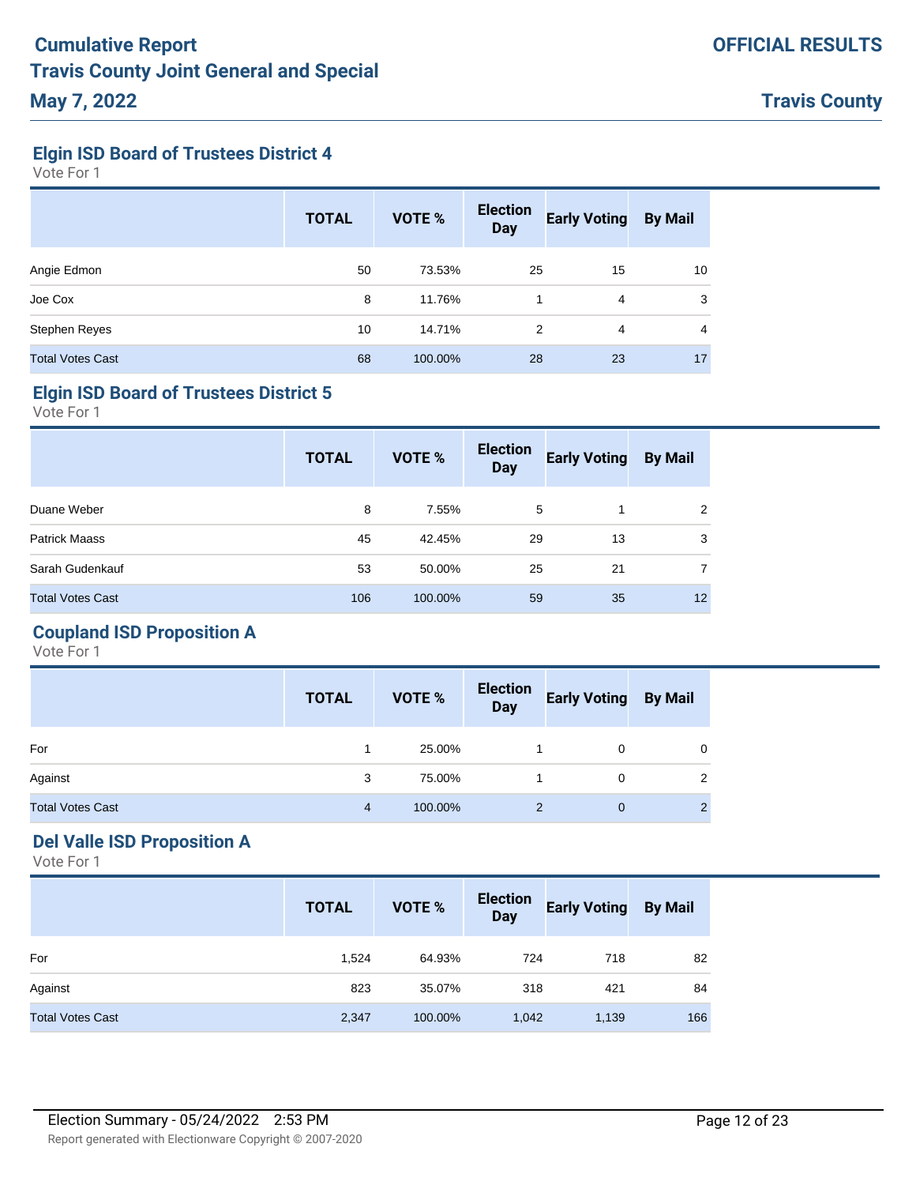## Elgin ISD Board of Trustees District 4

Vote For 1

| | TOTAL | VOTE % | Election Day | Early Voting | By Mail |
|---|---|---|---|---|---|
| Angie Edmon | 50 | 73.53% | 25 | 15 | 10 |
| Joe Cox | 8 | 11.76% | 1 | 4 | 3 |
| Stephen Reyes | 10 | 14.71% | 2 | 4 | 4 |
| Total Votes Cast | 68 | 100.00% | 28 | 23 | 17 |

## Elgin ISD Board of Trustees District 5

Vote For 1

| | TOTAL | VOTE % | Election Day | Early Voting | By Mail |
|---|---|---|---|---|---|
| Duane Weber | 8 | 7.55% | 5 | 1 | 2 |
| Patrick Maass | 45 | 42.45% | 29 | 13 | 3 |
| Sarah Gudenkauf | 53 | 50.00% | 25 | 21 | 7 |
| Total Votes Cast | 106 | 100.00% | 59 | 35 | 12 |

## Coupland ISD Proposition A

Vote For 1

| | TOTAL | VOTE % | Election Day | Early Voting | By Mail |
|---|---|---|---|---|---|
| For | 1 | 25.00% | 1 | 0 | 0 |
| Against | 3 | 75.00% | 1 | 0 | 2 |
| Total Votes Cast | 4 | 100.00% | 2 | 0 | 2 |

## Del Valle ISD Proposition A

Vote For 1

| | TOTAL | VOTE % | Election Day | Early Voting | By Mail |
|---|---|---|---|---|---|
| For | 1,524 | 64.93% | 724 | 718 | 82 |
| Against | 823 | 35.07% | 318 | 421 | 84 |
| Total Votes Cast | 2,347 | 100.00% | 1,042 | 1,139 | 166 |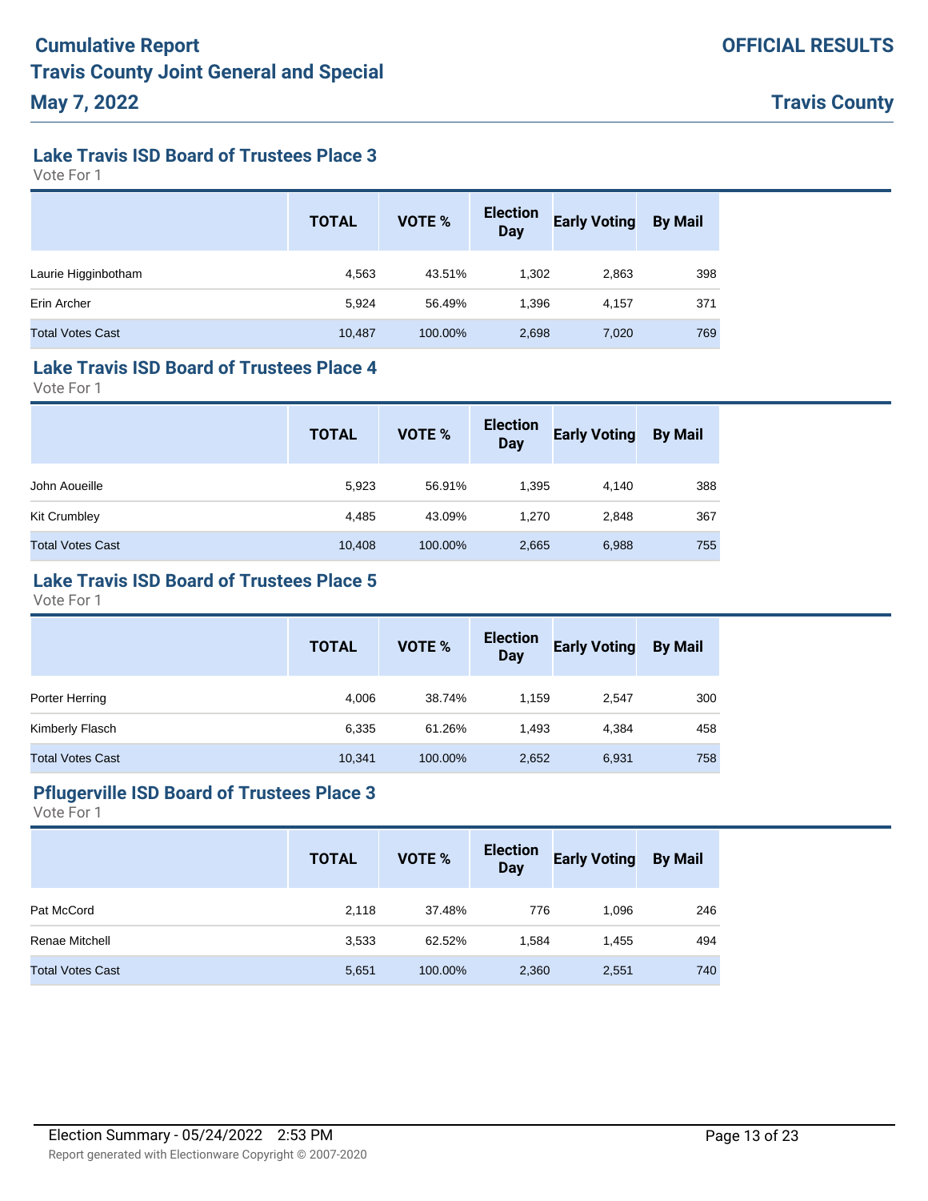## Lake Travis ISD Board of Trustees Place 3

Vote For 1

| | TOTAL | VOTE % | Election Day | Early Voting | By Mail |
|---|---|---|---|---|---|
| Laurie Higginbotham | 4,563 | 43.51% | 1,302 | 2,863 | 398 |
| Erin Archer | 5,924 | 56.49% | 1,396 | 4,157 | 371 |
| Total Votes Cast | 10,487 | 100.00% | 2,698 | 7,020 | 769 |

## Lake Travis ISD Board of Trustees Place 4

Vote For 1

| | TOTAL | VOTE % | Election Day | Early Voting | By Mail |
|---|---|---|---|---|---|
| John Aoueille | 5,923 | 56.91% | 1,395 | 4,140 | 388 |
| Kit Crumbley | 4,485 | 43.09% | 1,270 | 2,848 | 367 |
| Total Votes Cast | 10,408 | 100.00% | 2,665 | 6,988 | 755 |

## Lake Travis ISD Board of Trustees Place 5

Vote For 1

| | TOTAL | VOTE % | Election Day | Early Voting | By Mail |
|---|---|---|---|---|---|
| Porter Herring | 4,006 | 38.74% | 1,159 | 2,547 | 300 |
| Kimberly Flasch | 6,335 | 61.26% | 1,493 | 4,384 | 458 |
| Total Votes Cast | 10,341 | 100.00% | 2,652 | 6,931 | 758 |

## Pflugerville ISD Board of Trustees Place 3

Vote For 1

| | TOTAL | VOTE % | Election Day | Early Voting | By Mail |
|---|---|---|---|---|---|
| Pat McCord | 2,118 | 37.48% | 776 | 1,096 | 246 |
| Renae Mitchell | 3,533 | 62.52% | 1,584 | 1,455 | 494 |
| Total Votes Cast | 5,651 | 100.00% | 2,360 | 2,551 | 740 |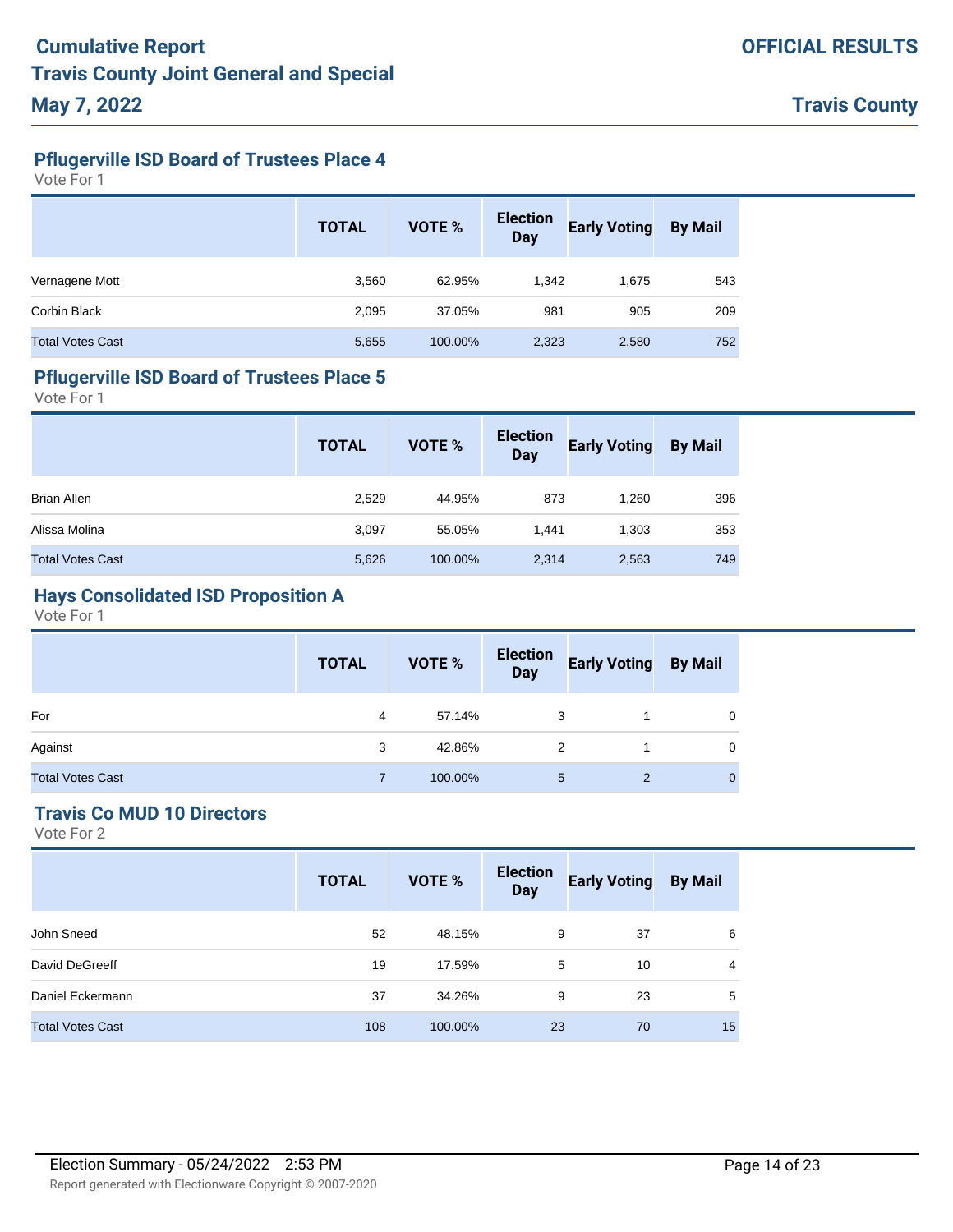## Pflugerville ISD Board of Trustees Place 4

Vote For 1

| | TOTAL | VOTE % | Election Day | Early Voting | By Mail |
|---|---|---|---|---|---|
| Vernagene Mott | 3,560 | 62.95% | 1,342 | 1,675 | 543 |
| Corbin Black | 2,095 | 37.05% | 981 | 905 | 209 |
| Total Votes Cast | 5,655 | 100.00% | 2,323 | 2,580 | 752 |

## Pflugerville ISD Board of Trustees Place 5

Vote For 1

| | TOTAL | VOTE % | Election Day | Early Voting | By Mail |
|---|---|---|---|---|---|
| Brian Allen | 2,529 | 44.95% | 873 | 1,260 | 396 |
| Alissa Molina | 3,097 | 55.05% | 1,441 | 1,303 | 353 |
| Total Votes Cast | 5,626 | 100.00% | 2,314 | 2,563 | 749 |

## Hays Consolidated ISD Proposition A

Vote For 1

| | TOTAL | VOTE % | Election Day | Early Voting | By Mail |
|---|---|---|---|---|---|
| For | 4 | 57.14% | 3 | 1 | 0 |
| Against | 3 | 42.86% | 2 | 1 | 0 |
| Total Votes Cast | 7 | 100.00% | 5 | 2 | 0 |

## Travis Co MUD 10 Directors

Vote For 2

| | TOTAL | VOTE % | Election Day | Early Voting | By Mail |
|---|---|---|---|---|---|
| John Sneed | 52 | 48.15% | 9 | 37 | 6 |
| David DeGreeff | 19 | 17.59% | 5 | 10 | 4 |
| Daniel Eckermann | 37 | 34.26% | 9 | 23 | 5 |
| Total Votes Cast | 108 | 100.00% | 23 | 70 | 15 |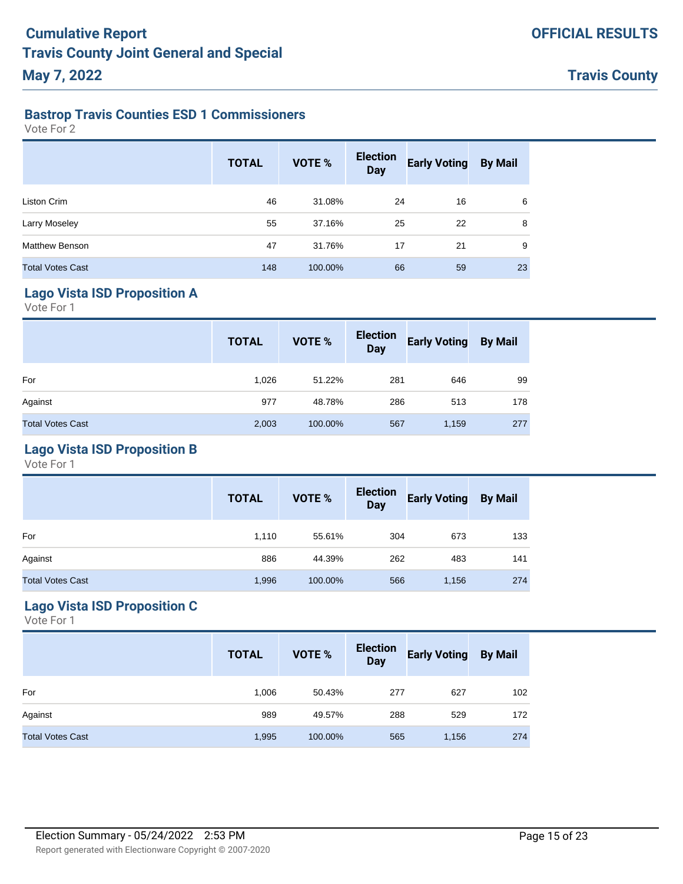## Bastrop Travis Counties ESD 1 Commissioners

Vote For 2

| | TOTAL | VOTE % | Election Day | Early Voting | By Mail |
|---|---|---|---|---|---|
| Liston Crim | 46 | 31.08% | 24 | 16 | 6 |
| Larry Moseley | 55 | 37.16% | 25 | 22 | 8 |
| Matthew Benson | 47 | 31.76% | 17 | 21 | 9 |
| Total Votes Cast | 148 | 100.00% | 66 | 59 | 23 |

## Lago Vista ISD Proposition A

Vote For 1

| | TOTAL | VOTE % | Election Day | Early Voting | By Mail |
|---|---|---|---|---|---|
| For | 1,026 | 51.22% | 281 | 646 | 99 |
| Against | 977 | 48.78% | 286 | 513 | 178 |
| Total Votes Cast | 2,003 | 100.00% | 567 | 1,159 | 277 |

## Lago Vista ISD Proposition B

Vote For 1

| | TOTAL | VOTE % | Election Day | Early Voting | By Mail |
|---|---|---|---|---|---|
| For | 1,110 | 55.61% | 304 | 673 | 133 |
| Against | 886 | 44.39% | 262 | 483 | 141 |
| Total Votes Cast | 1,996 | 100.00% | 566 | 1,156 | 274 |

## Lago Vista ISD Proposition C

Vote For 1

| | TOTAL | VOTE % | Election Day | Early Voting | By Mail |
|---|---|---|---|---|---|
| For | 1,006 | 50.43% | 277 | 627 | 102 |
| Against | 989 | 49.57% | 288 | 529 | 172 |
| Total Votes Cast | 1,995 | 100.00% | 565 | 1,156 | 274 |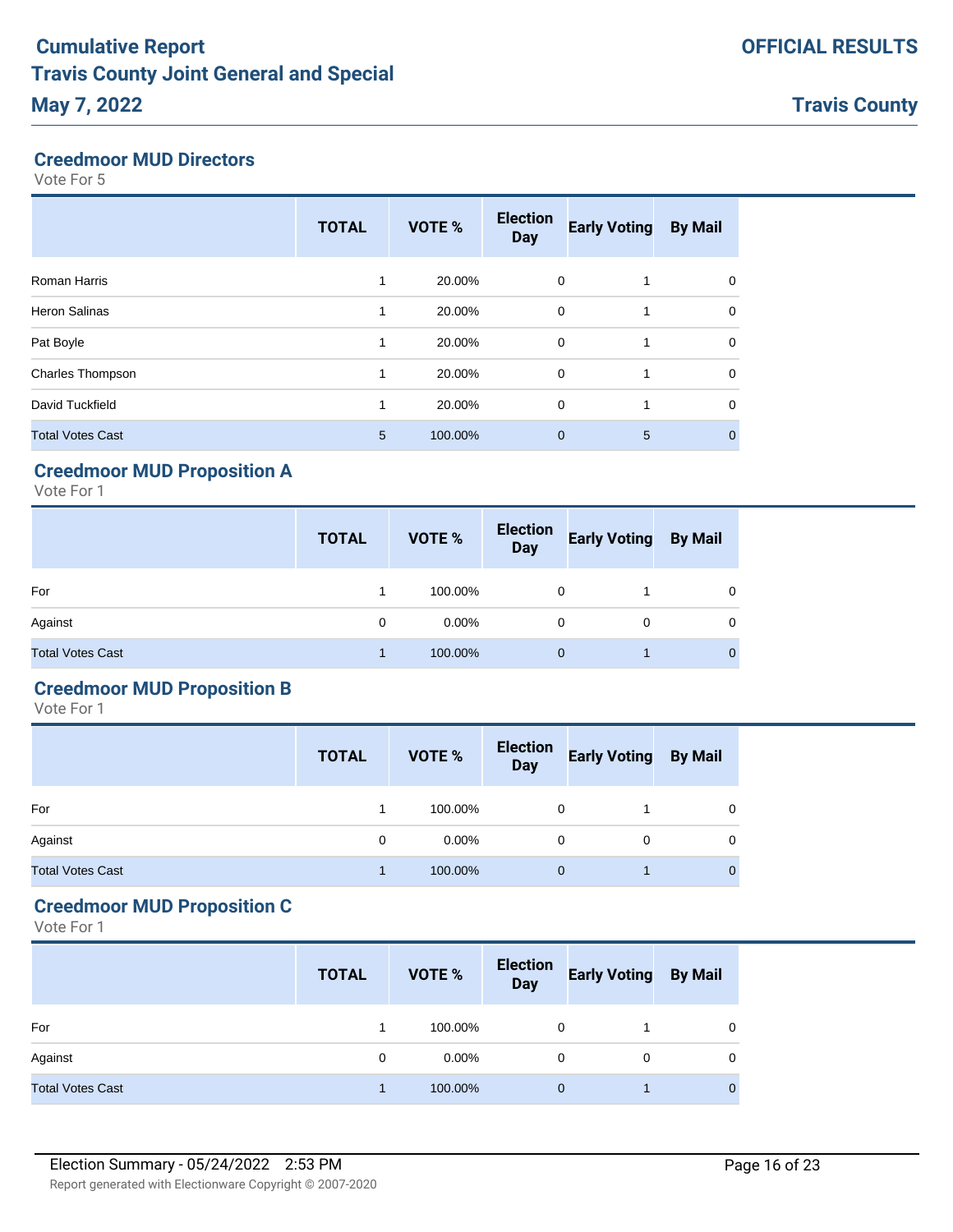## Creedmoor MUD Directors

Vote For 5

| | TOTAL | VOTE % | Election Day | Early Voting | By Mail |
|---|---|---|---|---|---|
| Roman Harris | 1 | 20.00% | 0 | 1 | 0 |
| Heron Salinas | 1 | 20.00% | 0 | 1 | 0 |
| Pat Boyle | 1 | 20.00% | 0 | 1 | 0 |
| Charles Thompson | 1 | 20.00% | 0 | 1 | 0 |
| David Tuckfield | 1 | 20.00% | 0 | 1 | 0 |
| Total Votes Cast | 5 | 100.00% | 0 | 5 | 0 |

## Creedmoor MUD Proposition A

Vote For 1

| | TOTAL | VOTE % | Election Day | Early Voting | By Mail |
|---|---|---|---|---|---|
| For | 1 | 100.00% | 0 | 1 | 0 |
| Against | 0 | 0.00% | 0 | 0 | 0 |
| Total Votes Cast | 1 | 100.00% | 0 | 1 | 0 |

## Creedmoor MUD Proposition B

Vote For 1

| | TOTAL | VOTE % | Election Day | Early Voting | By Mail |
|---|---|---|---|---|---|
| For | 1 | 100.00% | 0 | 1 | 0 |
| Against | 0 | 0.00% | 0 | 0 | 0 |
| Total Votes Cast | 1 | 100.00% | 0 | 1 | 0 |

## Creedmoor MUD Proposition C

Vote For 1

| | TOTAL | VOTE % | Election Day | Early Voting | By Mail |
|---|---|---|---|---|---|
| For | 1 | 100.00% | 0 | 1 | 0 |
| Against | 0 | 0.00% | 0 | 0 | 0 |
| Total Votes Cast | 1 | 100.00% | 0 | 1 | 0 |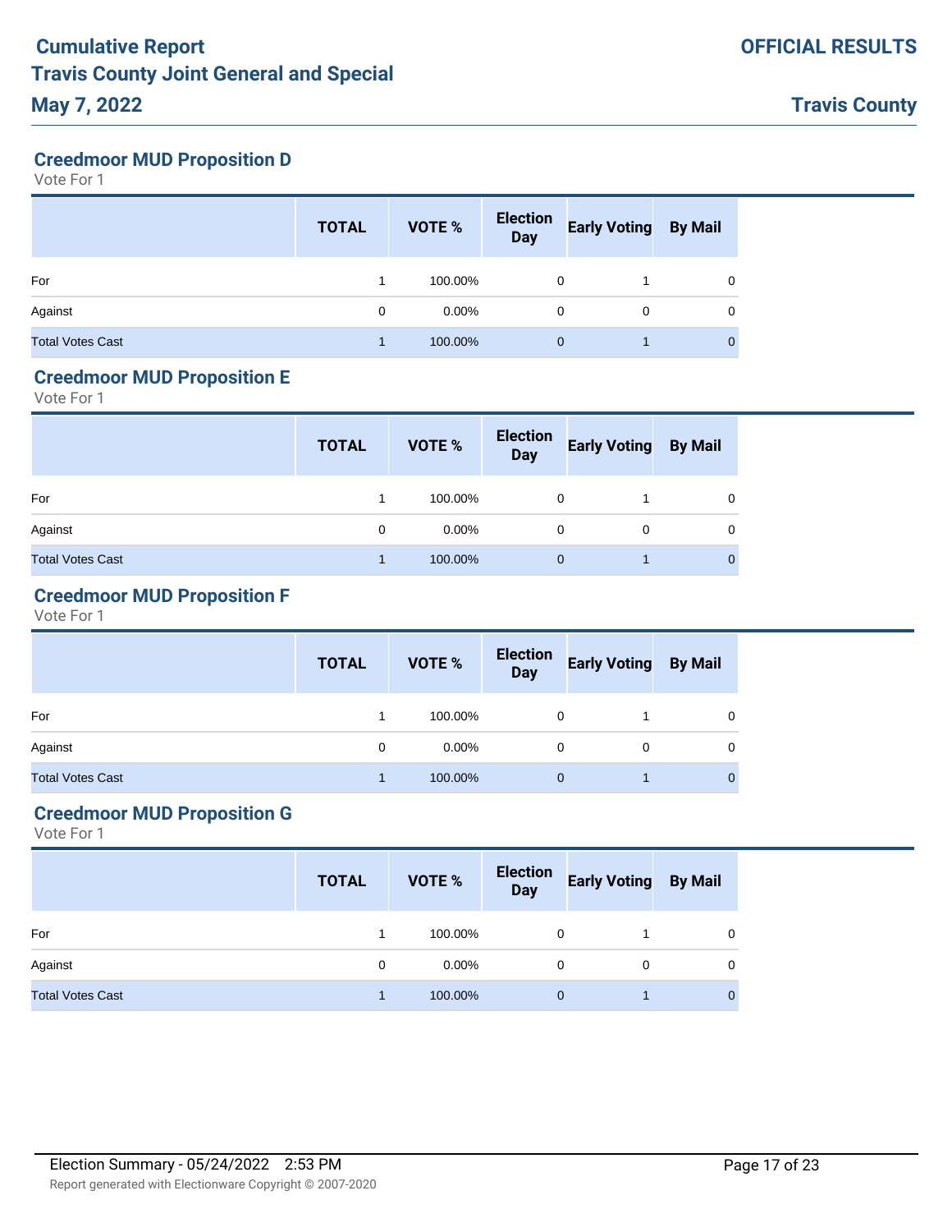## Creedmoor MUD Proposition D

Vote For 1

| | TOTAL | VOTE % | Election Day | Early Voting | By Mail |
|---|---|---|---|---|---|
| For | 1 | 100.00% | 0 | 1 | 0 |
| Against | 0 | 0.00% | 0 | 0 | 0 |
| Total Votes Cast | 1 | 100.00% | 0 | 1 | 0 |

## Creedmoor MUD Proposition E

Vote For 1

| | TOTAL | VOTE % | Election Day | Early Voting | By Mail |
|---|---|---|---|---|---|
| For | 1 | 100.00% | 0 | 1 | 0 |
| Against | 0 | 0.00% | 0 | 0 | 0 |
| Total Votes Cast | 1 | 100.00% | 0 | 1 | 0 |

## Creedmoor MUD Proposition F

Vote For 1

| | TOTAL | VOTE % | Election Day | Early Voting | By Mail |
|---|---|---|---|---|---|
| For | 1 | 100.00% | 0 | 1 | 0 |
| Against | 0 | 0.00% | 0 | 0 | 0 |
| Total Votes Cast | 1 | 100.00% | 0 | 1 | 0 |

## Creedmoor MUD Proposition G

Vote For 1

| | TOTAL | VOTE % | Election Day | Early Voting | By Mail |
|---|---|---|---|---|---|
| For | 1 | 100.00% | 0 | 1 | 0 |
| Against | 0 | 0.00% | 0 | 0 | 0 |
| Total Votes Cast | 1 | 100.00% | 0 | 1 | 0 |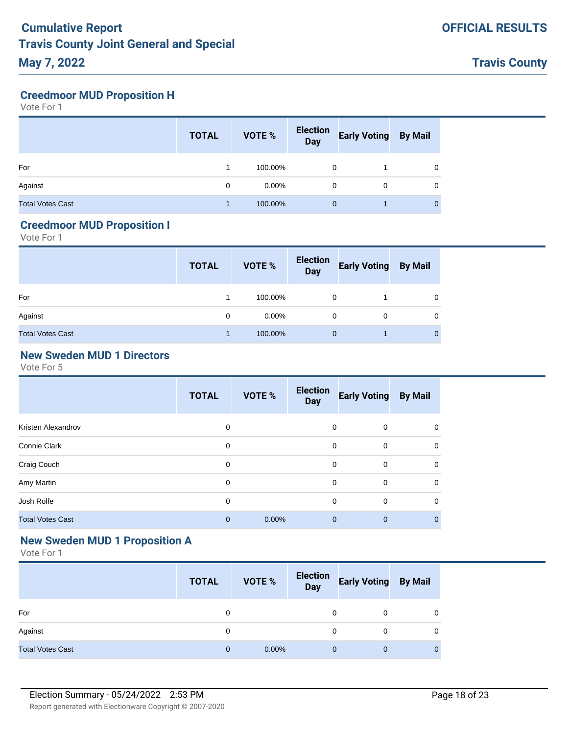## Creedmoor MUD Proposition H

Vote For 1

| | TOTAL | VOTE % | Election Day | Early Voting | By Mail |
|---|---|---|---|---|---|
| For | 1 | 100.00% | 0 | 1 | 0 |
| Against | 0 | 0.00% | 0 | 0 | 0 |
| Total Votes Cast | 1 | 100.00% | 0 | 1 | 0 |

## Creedmoor MUD Proposition I

Vote For 1

| | TOTAL | VOTE % | Election Day | Early Voting | By Mail |
|---|---|---|---|---|---|
| For | 1 | 100.00% | 0 | 1 | 0 |
| Against | 0 | 0.00% | 0 | 0 | 0 |
| Total Votes Cast | 1 | 100.00% | 0 | 1 | 0 |

## New Sweden MUD 1 Directors

Vote For 5

| | TOTAL | VOTE % | Election Day | Early Voting | By Mail |
|---|---|---|---|---|---|
| Kristen Alexandrov | 0 | | 0 | 0 | 0 |
| Connie Clark | 0 | | 0 | 0 | 0 |
| Craig Couch | 0 | | 0 | 0 | 0 |
| Amy Martin | 0 | | 0 | 0 | 0 |
| Josh Rolfe | 0 | | 0 | 0 | 0 |
| Total Votes Cast | 0 | 0.00% | 0 | 0 | 0 |

## New Sweden MUD 1 Proposition A

Vote For 1

| | TOTAL | VOTE % | Election Day | Early Voting | By Mail |
|---|---|---|---|---|---|
| For | 0 | | 0 | 0 | 0 |
| Against | 0 | | 0 | 0 | 0 |
| Total Votes Cast | 0 | 0.00% | 0 | 0 | 0 |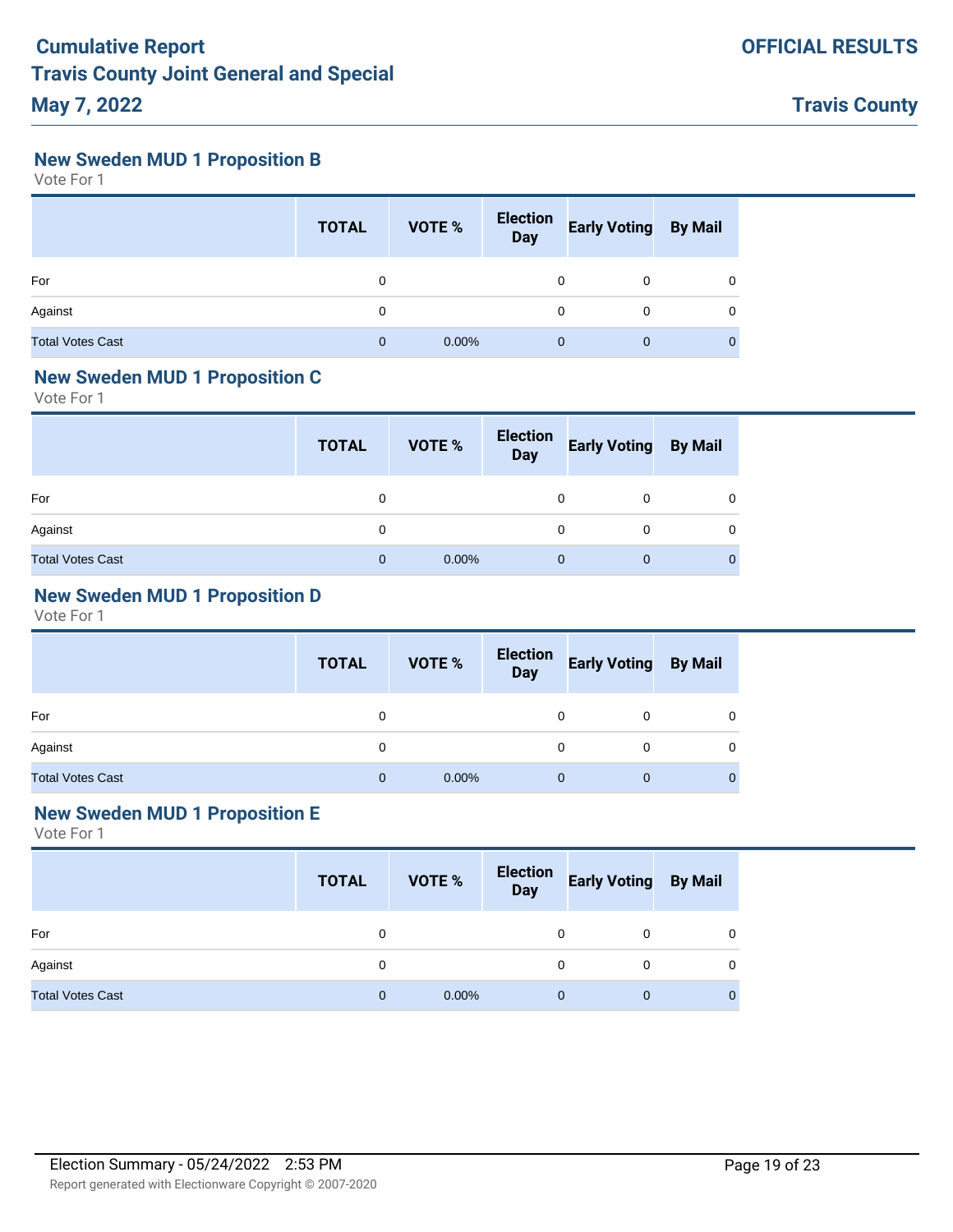## New Sweden MUD 1 Proposition B

Vote For 1

| | TOTAL | VOTE % | Election Day | Early Voting | By Mail |
|---|---|---|---|---|---|
| For | 0 | | 0 | 0 | 0 |
| Against | 0 | | 0 | 0 | 0 |
| Total Votes Cast | 0 | 0.00% | 0 | 0 | 0 |

## New Sweden MUD 1 Proposition C

Vote For 1

| | TOTAL | VOTE % | Election Day | Early Voting | By Mail |
|---|---|---|---|---|---|
| For | 0 | | 0 | 0 | 0 |
| Against | 0 | | 0 | 0 | 0 |
| Total Votes Cast | 0 | 0.00% | 0 | 0 | 0 |

## New Sweden MUD 1 Proposition D

Vote For 1

| | TOTAL | VOTE % | Election Day | Early Voting | By Mail |
|---|---|---|---|---|---|
| For | 0 | | 0 | 0 | 0 |
| Against | 0 | | 0 | 0 | 0 |
| Total Votes Cast | 0 | 0.00% | 0 | 0 | 0 |

## New Sweden MUD 1 Proposition E

Vote For 1

| | TOTAL | VOTE % | Election Day | Early Voting | By Mail |
|---|---|---|---|---|---|
| For | 0 | | 0 | 0 | 0 |
| Against | 0 | | 0 | 0 | 0 |
| Total Votes Cast | 0 | 0.00% | 0 | 0 | 0 |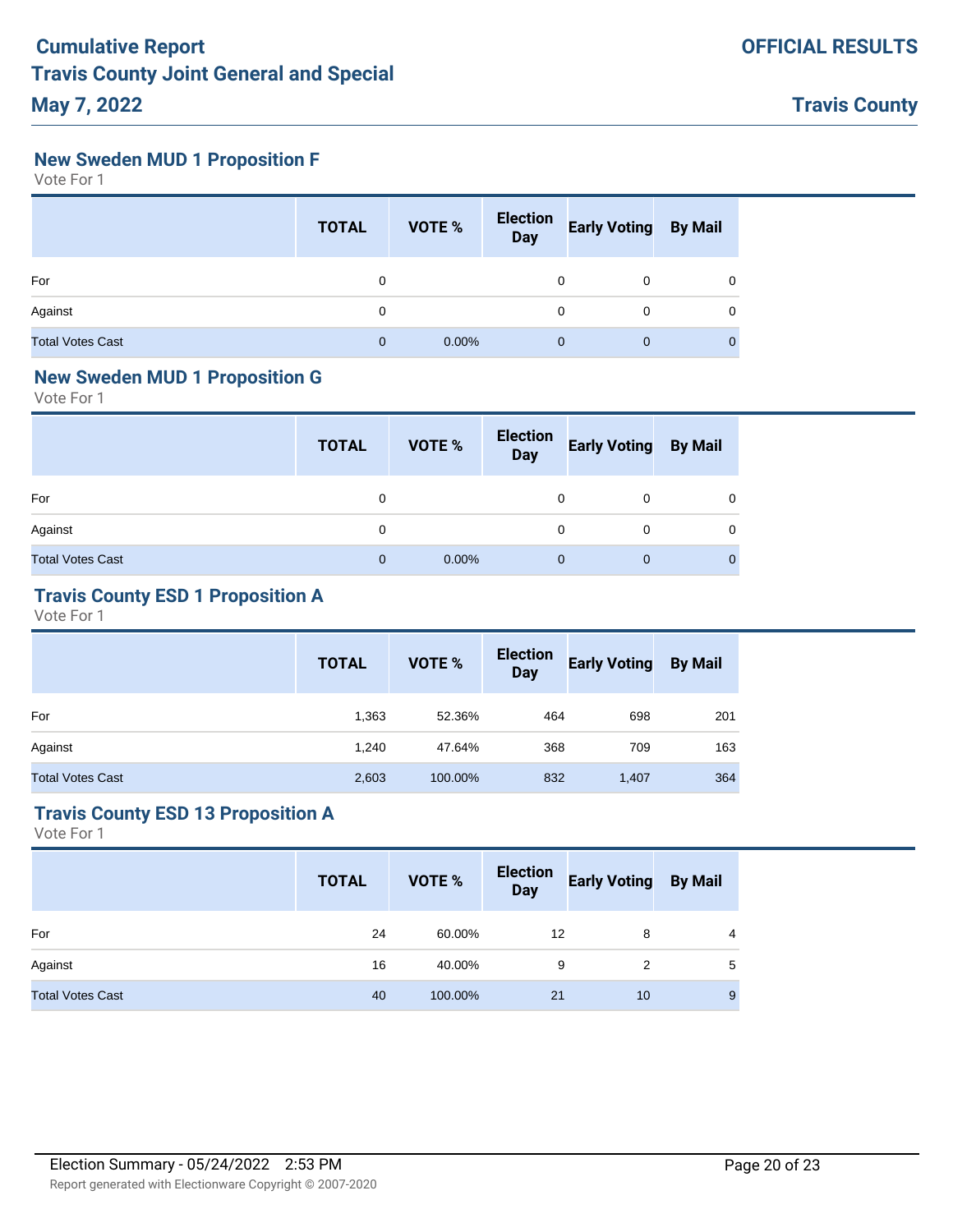## New Sweden MUD 1 Proposition F

Vote For 1

| | TOTAL | VOTE % | Election Day | Early Voting | By Mail |
|---|---|---|---|---|---|
| For | 0 | | 0 | 0 | 0 |
| Against | 0 | | 0 | 0 | 0 |
| Total Votes Cast | 0 | 0.00% | 0 | 0 | 0 |

## New Sweden MUD 1 Proposition G

Vote For 1

| | TOTAL | VOTE % | Election Day | Early Voting | By Mail |
|---|---|---|---|---|---|
| For | 0 | | 0 | 0 | 0 |
| Against | 0 | | 0 | 0 | 0 |
| Total Votes Cast | 0 | 0.00% | 0 | 0 | 0 |

## Travis County ESD 1 Proposition A

Vote For 1

| | TOTAL | VOTE % | Election Day | Early Voting | By Mail |
|---|---|---|---|---|---|
| For | 1,363 | 52.36% | 464 | 698 | 201 |
| Against | 1,240 | 47.64% | 368 | 709 | 163 |
| Total Votes Cast | 2,603 | 100.00% | 832 | 1,407 | 364 |

## Travis County ESD 13 Proposition A

Vote For 1

| | TOTAL | VOTE % | Election Day | Early Voting | By Mail |
|---|---|---|---|---|---|
| For | 24 | 60.00% | 12 | 8 | 4 |
| Against | 16 | 40.00% | 9 | 2 | 5 |
| Total Votes Cast | 40 | 100.00% | 21 | 10 | 9 |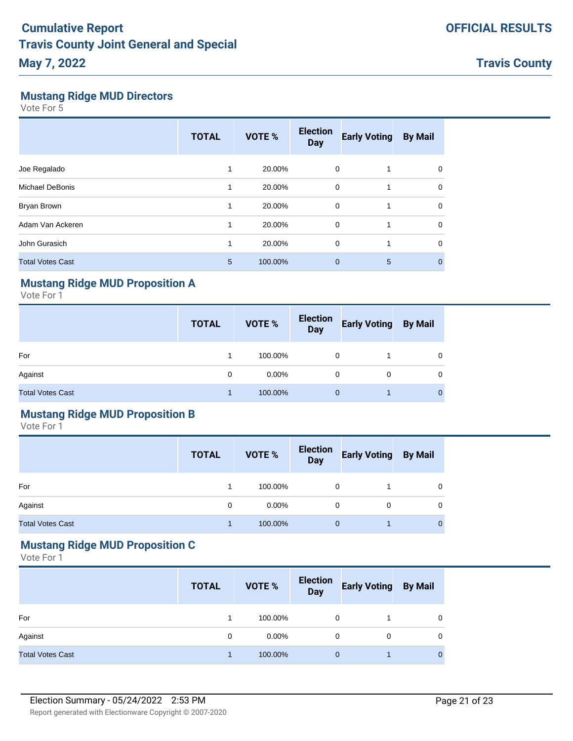## Mustang Ridge MUD Directors

Vote For 5

| | TOTAL | VOTE % | Election Day | Early Voting | By Mail |
|---|---|---|---|---|---|
| Joe Regalado | 1 | 20.00% | 0 | 1 | 0 |
| Michael DeBonis | 1 | 20.00% | 0 | 1 | 0 |
| Bryan Brown | 1 | 20.00% | 0 | 1 | 0 |
| Adam Van Ackeren | 1 | 20.00% | 0 | 1 | 0 |
| John Gurasich | 1 | 20.00% | 0 | 1 | 0 |
| Total Votes Cast | 5 | 100.00% | 0 | 5 | 0 |

## Mustang Ridge MUD Proposition A

Vote For 1

| | TOTAL | VOTE % | Election Day | Early Voting | By Mail |
|---|---|---|---|---|---|
| For | 1 | 100.00% | 0 | 1 | 0 |
| Against | 0 | 0.00% | 0 | 0 | 0 |
| Total Votes Cast | 1 | 100.00% | 0 | 1 | 0 |

## Mustang Ridge MUD Proposition B

Vote For 1

| | TOTAL | VOTE % | Election Day | Early Voting | By Mail |
|---|---|---|---|---|---|
| For | 1 | 100.00% | 0 | 1 | 0 |
| Against | 0 | 0.00% | 0 | 0 | 0 |
| Total Votes Cast | 1 | 100.00% | 0 | 1 | 0 |

## Mustang Ridge MUD Proposition C

Vote For 1

| | TOTAL | VOTE % | Election Day | Early Voting | By Mail |
|---|---|---|---|---|---|
| For | 1 | 100.00% | 0 | 1 | 0 |
| Against | 0 | 0.00% | 0 | 0 | 0 |
| Total Votes Cast | 1 | 100.00% | 0 | 1 | 0 |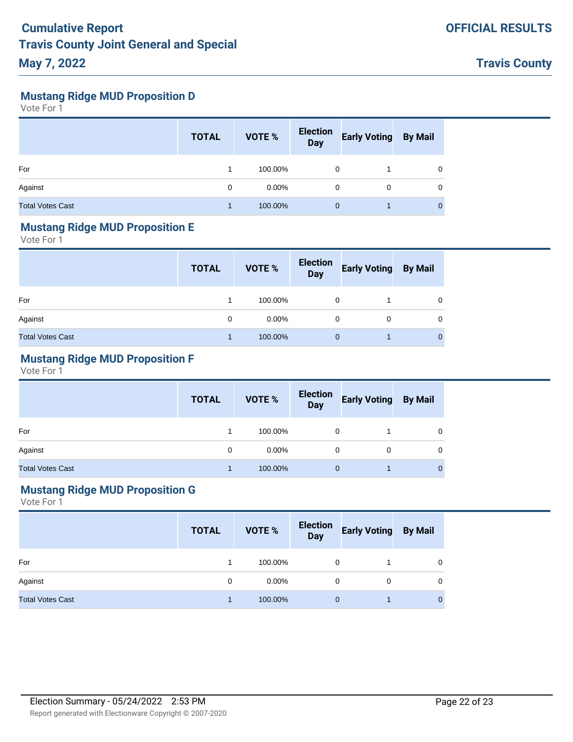## Mustang Ridge MUD Proposition D

Vote For 1

| | TOTAL | VOTE % | Election Day | Early Voting | By Mail |
|---|---|---|---|---|---|
| For | 1 | 100.00% | 0 | 1 | 0 |
| Against | 0 | 0.00% | 0 | 0 | 0 |
| Total Votes Cast | 1 | 100.00% | 0 | 1 | 0 |

## Mustang Ridge MUD Proposition E

Vote For 1

| | TOTAL | VOTE % | Election Day | Early Voting | By Mail |
|---|---|---|---|---|---|
| For | 1 | 100.00% | 0 | 1 | 0 |
| Against | 0 | 0.00% | 0 | 0 | 0 |
| Total Votes Cast | 1 | 100.00% | 0 | 1 | 0 |

## Mustang Ridge MUD Proposition F

Vote For 1

| | TOTAL | VOTE % | Election Day | Early Voting | By Mail |
|---|---|---|---|---|---|
| For | 1 | 100.00% | 0 | 1 | 0 |
| Against | 0 | 0.00% | 0 | 0 | 0 |
| Total Votes Cast | 1 | 100.00% | 0 | 1 | 0 |

## Mustang Ridge MUD Proposition G

Vote For 1

| | TOTAL | VOTE % | Election Day | Early Voting | By Mail |
|---|---|---|---|---|---|
| For | 1 | 100.00% | 0 | 1 | 0 |
| Against | 0 | 0.00% | 0 | 0 | 0 |
| Total Votes Cast | 1 | 100.00% | 0 | 1 | 0 |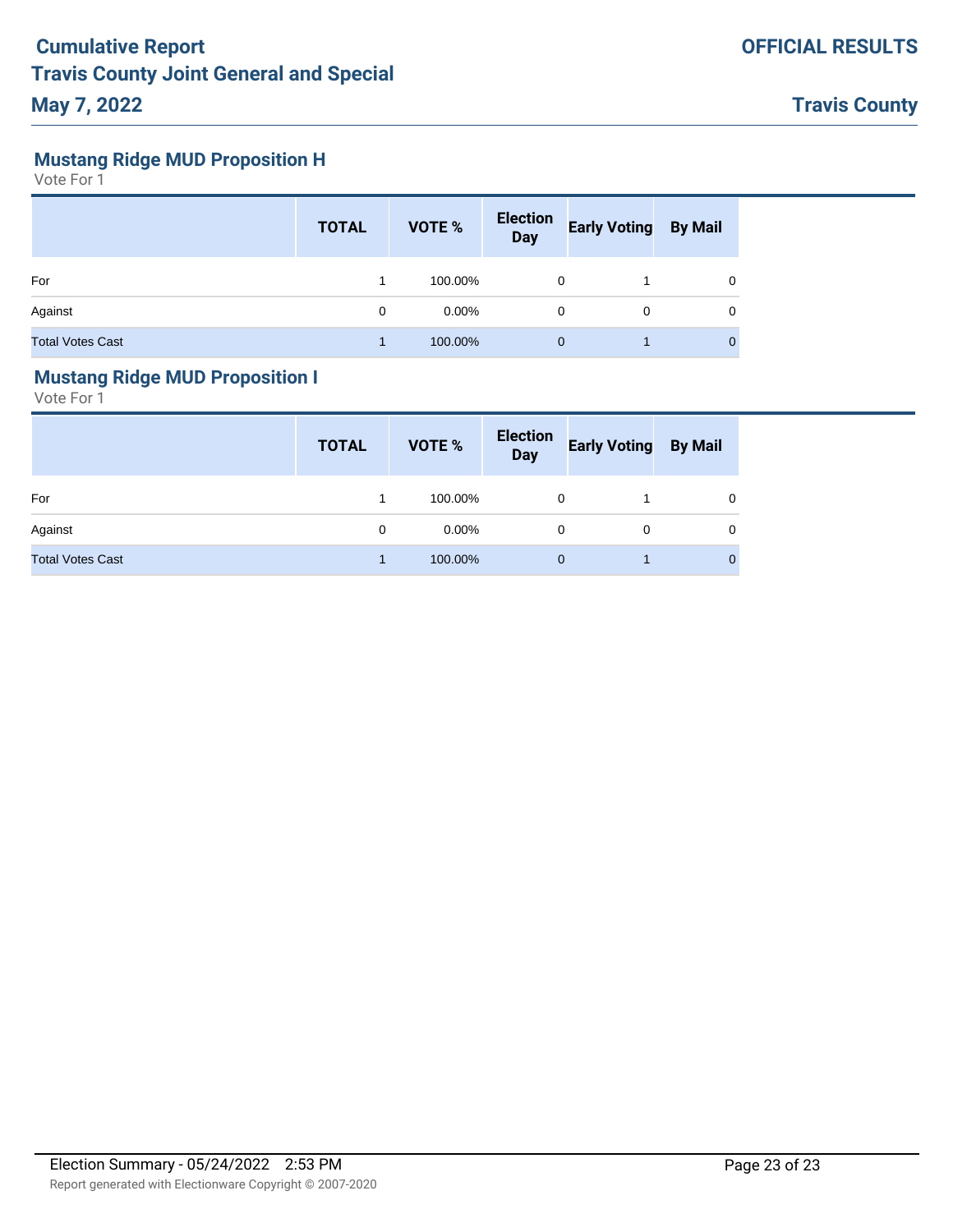## Mustang Ridge MUD Proposition H

Vote For 1

| | TOTAL | VOTE % | Election Day | Early Voting | By Mail |
|---|---|---|---|---|---|
| For | 1 | 100.00% | 0 | 1 | 0 |
| Against | 0 | 0.00% | 0 | 0 | 0 |
| Total Votes Cast | 1 | 100.00% | 0 | 1 | 0 |

## Mustang Ridge MUD Proposition I

Vote For 1

| | TOTAL | VOTE % | Election Day | Early Voting | By Mail |
|---|---|---|---|---|---|
| For | 1 | 100.00% | 0 | 1 | 0 |
| Against | 0 | 0.00% | 0 | 0 | 0 |
| Total Votes Cast | 1 | 100.00% | 0 | 1 | 0 |